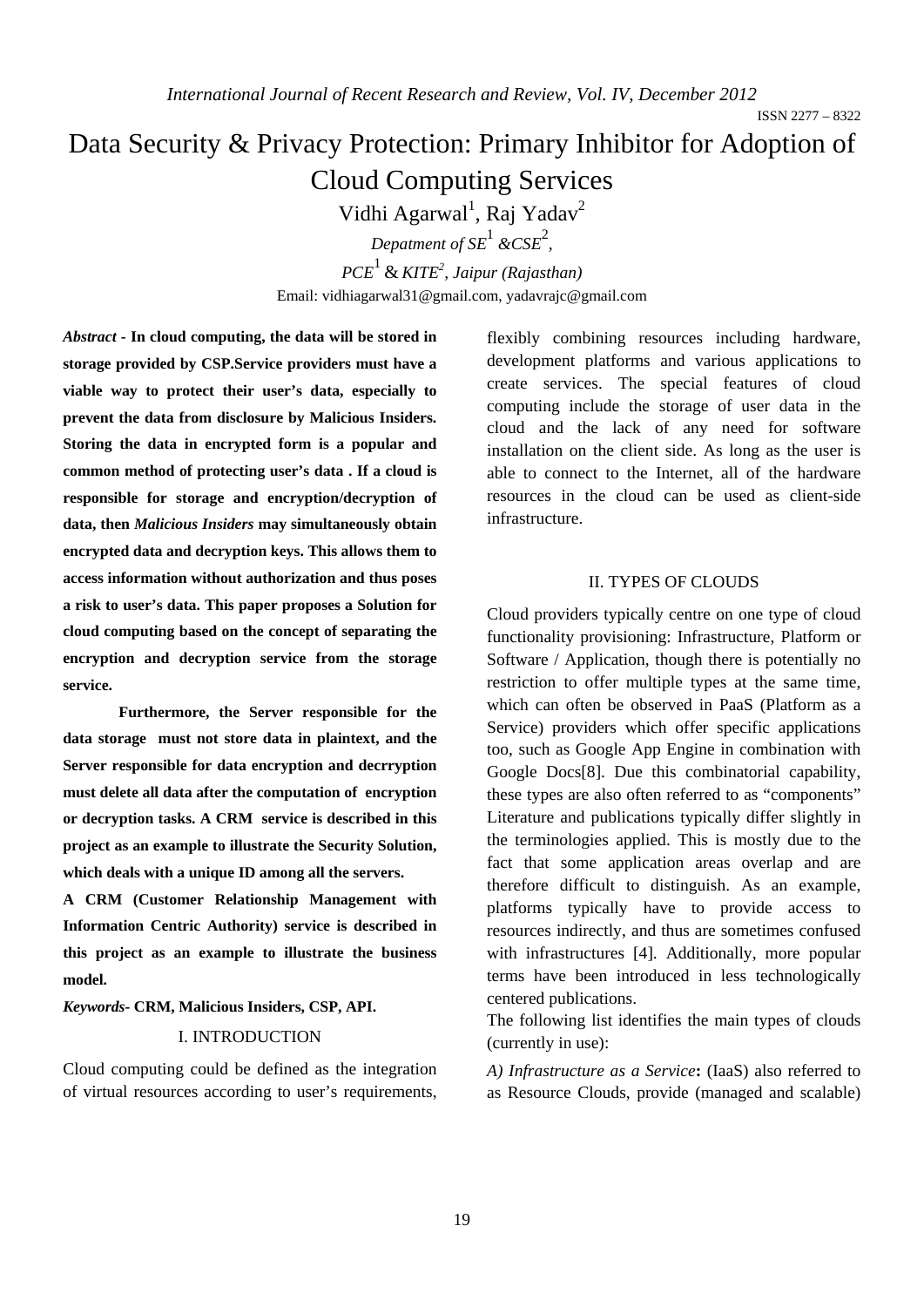# Data Security & Privacy Protection: Primary Inhibitor for Adoption of Cloud Computing Services

Vidhi Agarwal[1], Raj Yadav[2]

*Depatment of SE[1] &CSE[2],*

*PCE[1] & KITE[2], Jaipur (Rajasthan)*

Email: vidhiagarwal31@gmail.com, yadavrajc@gmail.com

***Abstract* - In cloud computing, the data will be stored in storage provided by CSP.Service providers must have a viable way to protect their user's data, especially to prevent the data from disclosure by Malicious Insiders. Storing the data in encrypted form is a popular and common method of protecting user's data . If a cloud is responsible for storage and encryption/decryption of data, then *Malicious Insiders* may simultaneously obtain encrypted data and decryption keys. This allows them to access information without authorization and thus poses a risk to user's data. This paper proposes a Solution for cloud computing based on the concept of separating the encryption and decryption service from the storage service.**

**Furthermore, the Server responsible for the data storage must not store data in plaintext, and the Server responsible for data encryption and decrryption must delete all data after the computation of encryption or decryption tasks. A CRM service is described in this project as an example to illustrate the Security Solution, which deals with a unique ID among all the servers.**

**A CRM (Customer Relationship Management with Information Centric Authority) service is described in this project as an example to illustrate the business model.**

***Keywords-* CRM, Malicious Insiders, CSP, API.**

## I. INTRODUCTION

Cloud computing could be defined as the integration of virtual resources according to user's requirements, flexibly combining resources including hardware, development platforms and various applications to create services. The special features of cloud computing include the storage of user data in the cloud and the lack of any need for software installation on the client side. As long as the user is able to connect to the Internet, all of the hardware resources in the cloud can be used as client-side infrastructure.

## II. TYPES OF CLOUDS

Cloud providers typically centre on one type of cloud functionality provisioning: Infrastructure, Platform or Software / Application, though there is potentially no restriction to offer multiple types at the same time, which can often be observed in PaaS (Platform as a Service) providers which offer specific applications too, such as Google App Engine in combination with Google Docs[8]. Due this combinatorial capability, these types are also often referred to as "components" Literature and publications typically differ slightly in the terminologies applied. This is mostly due to the fact that some application areas overlap and are therefore difficult to distinguish. As an example, platforms typically have to provide access to resources indirectly, and thus are sometimes confused with infrastructures [4]. Additionally, more popular terms have been introduced in less technologically centered publications.

The following list identifies the main types of clouds (currently in use):

*A) Infrastructure as a Service***:** (IaaS) also referred to as Resource Clouds, provide (managed and scalable)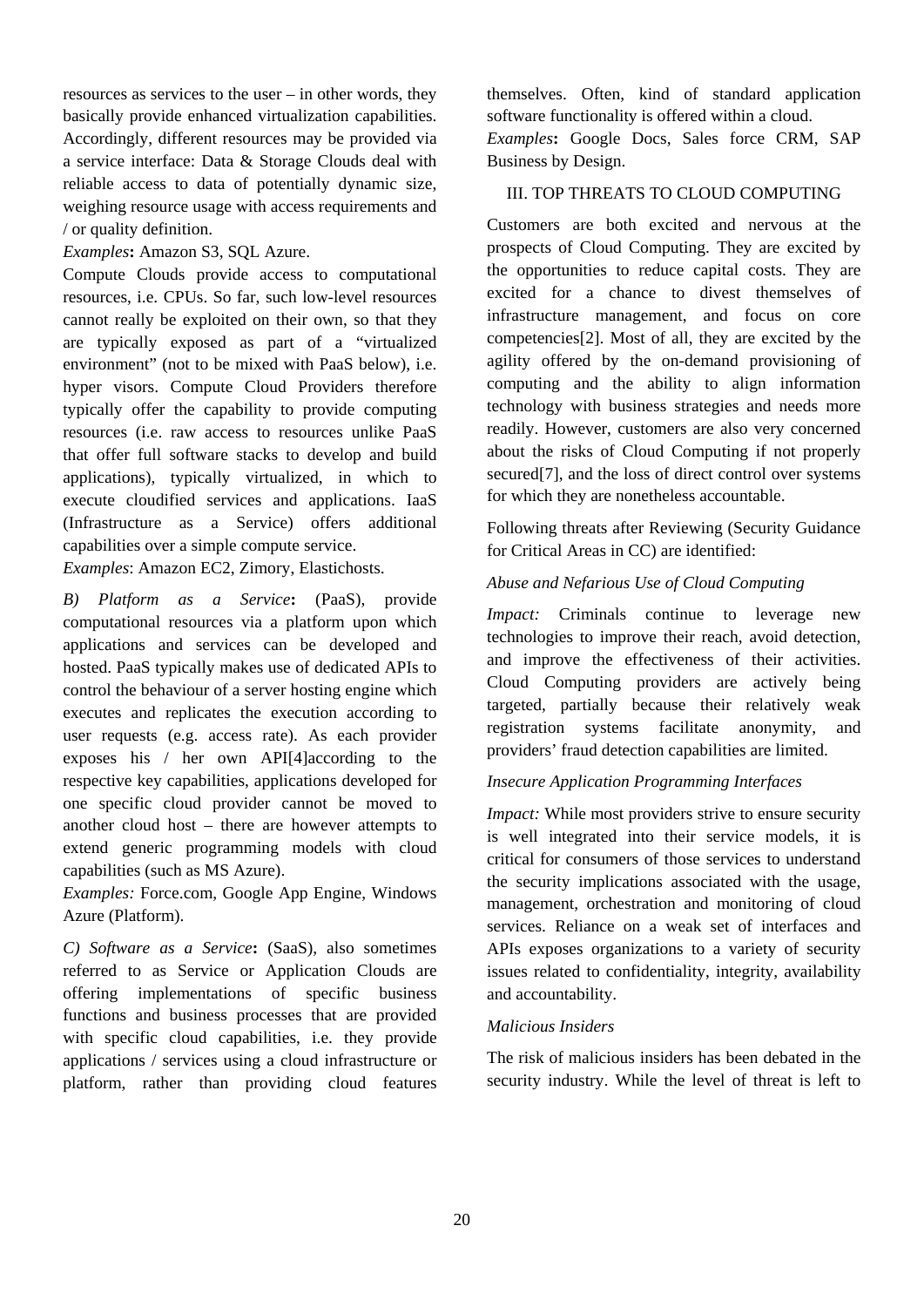resources as services to the user – in other words, they basically provide enhanced virtualization capabilities. Accordingly, different resources may be provided via a service interface: Data & Storage Clouds deal with reliable access to data of potentially dynamic size, weighing resource usage with access requirements and / or quality definition.

*Examples***:** Amazon S3, SQL Azure.

Compute Clouds provide access to computational resources, i.e. CPUs. So far, such low-level resources cannot really be exploited on their own, so that they are typically exposed as part of a "virtualized environment" (not to be mixed with PaaS below), i.e. hyper visors. Compute Cloud Providers therefore typically offer the capability to provide computing resources (i.e. raw access to resources unlike PaaS that offer full software stacks to develop and build applications), typically virtualized, in which to execute cloudified services and applications. IaaS (Infrastructure as a Service) offers additional capabilities over a simple compute service.

*Examples*: Amazon EC2, Zimory, Elastichosts.

*B) Platform as a Service***:** (PaaS), provide computational resources via a platform upon which applications and services can be developed and hosted. PaaS typically makes use of dedicated APIs to control the behaviour of a server hosting engine which executes and replicates the execution according to user requests (e.g. access rate). As each provider exposes his / her own API[4]according to the respective key capabilities, applications developed for one specific cloud provider cannot be moved to another cloud host – there are however attempts to extend generic programming models with cloud capabilities (such as MS Azure).

*Examples:* Force.com, Google App Engine, Windows Azure (Platform).

*C) Software as a Service***:** (SaaS), also sometimes referred to as Service or Application Clouds are offering implementations of specific business functions and business processes that are provided with specific cloud capabilities, i.e. they provide applications / services using a cloud infrastructure or platform, rather than providing cloud features themselves. Often, kind of standard application software functionality is offered within a cloud.

*Examples***:** Google Docs, Sales force CRM, SAP Business by Design.

## III. TOP THREATS TO CLOUD COMPUTING

Customers are both excited and nervous at the prospects of Cloud Computing. They are excited by the opportunities to reduce capital costs. They are excited for a chance to divest themselves of infrastructure management, and focus on core competencies[2]. Most of all, they are excited by the agility offered by the on-demand provisioning of computing and the ability to align information technology with business strategies and needs more readily. However, customers are also very concerned about the risks of Cloud Computing if not properly secured[7], and the loss of direct control over systems for which they are nonetheless accountable.

Following threats after Reviewing (Security Guidance for Critical Areas in CC) are identified:

*Abuse and Nefarious Use of Cloud Computing*

*Impact:* Criminals continue to leverage new technologies to improve their reach, avoid detection, and improve the effectiveness of their activities. Cloud Computing providers are actively being targeted, partially because their relatively weak registration systems facilitate anonymity, and providers' fraud detection capabilities are limited.

*Insecure Application Programming Interfaces*

*Impact:* While most providers strive to ensure security is well integrated into their service models, it is critical for consumers of those services to understand the security implications associated with the usage, management, orchestration and monitoring of cloud services. Reliance on a weak set of interfaces and APIs exposes organizations to a variety of security issues related to confidentiality, integrity, availability and accountability.

*Malicious Insiders*

The risk of malicious insiders has been debated in the security industry. While the level of threat is left to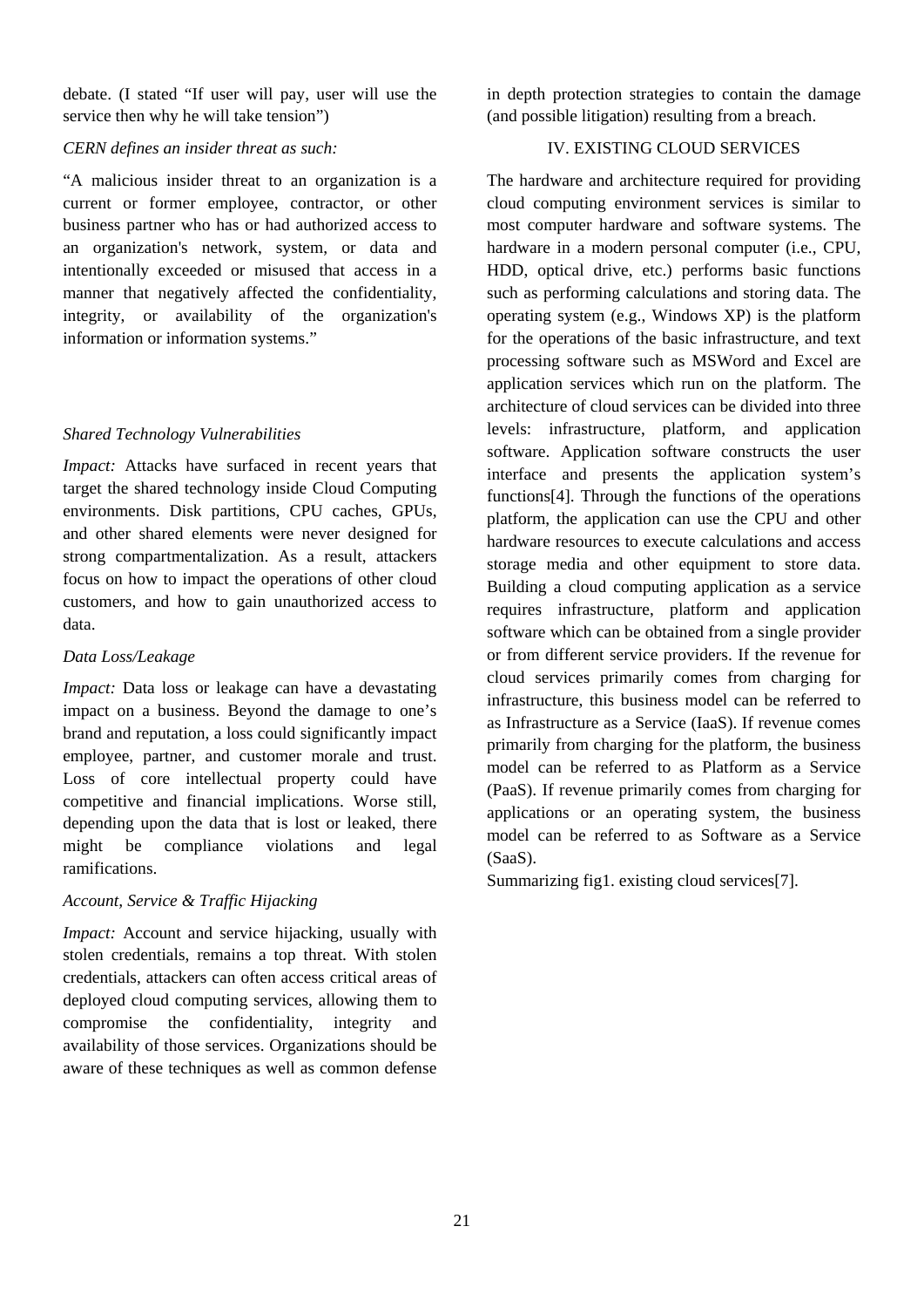debate. (I stated "If user will pay, user will use the service then why he will take tension")

*CERN defines an insider threat as such:*

"A malicious insider threat to an organization is a current or former employee, contractor, or other business partner who has or had authorized access to an organization's network, system, or data and intentionally exceeded or misused that access in a manner that negatively affected the confidentiality, integrity, or availability of the organization's information or information systems."

*Shared Technology Vulnerabilities*

*Impact:* Attacks have surfaced in recent years that target the shared technology inside Cloud Computing environments. Disk partitions, CPU caches, GPUs, and other shared elements were never designed for strong compartmentalization. As a result, attackers focus on how to impact the operations of other cloud customers, and how to gain unauthorized access to data.

*Data Loss/Leakage*

*Impact:* Data loss or leakage can have a devastating impact on a business. Beyond the damage to one's brand and reputation, a loss could significantly impact employee, partner, and customer morale and trust. Loss of core intellectual property could have competitive and financial implications. Worse still, depending upon the data that is lost or leaked, there might be compliance violations and legal ramifications.

*Account, Service & Traffic Hijacking*

*Impact:* Account and service hijacking, usually with stolen credentials, remains a top threat. With stolen credentials, attackers can often access critical areas of deployed cloud computing services, allowing them to compromise the confidentiality, integrity and availability of those services. Organizations should be aware of these techniques as well as common defense in depth protection strategies to contain the damage (and possible litigation) resulting from a breach.

## IV. EXISTING CLOUD SERVICES

The hardware and architecture required for providing cloud computing environment services is similar to most computer hardware and software systems. The hardware in a modern personal computer (i.e., CPU, HDD, optical drive, etc.) performs basic functions such as performing calculations and storing data. The operating system (e.g., Windows XP) is the platform for the operations of the basic infrastructure, and text processing software such as MSWord and Excel are application services which run on the platform. The architecture of cloud services can be divided into three levels: infrastructure, platform, and application software. Application software constructs the user interface and presents the application system's functions[4]. Through the functions of the operations platform, the application can use the CPU and other hardware resources to execute calculations and access storage media and other equipment to store data. Building a cloud computing application as a service requires infrastructure, platform and application software which can be obtained from a single provider or from different service providers. If the revenue for cloud services primarily comes from charging for infrastructure, this business model can be referred to as Infrastructure as a Service (IaaS). If revenue comes primarily from charging for the platform, the business model can be referred to as Platform as a Service (PaaS). If revenue primarily comes from charging for applications or an operating system, the business model can be referred to as Software as a Service (SaaS).

Summarizing fig1. existing cloud services[7].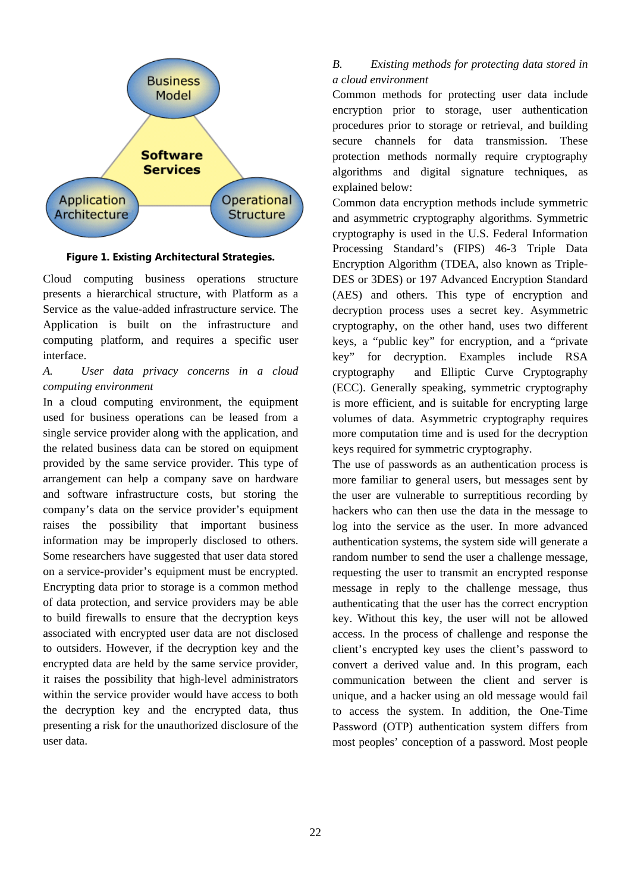Business Model

Software Services

Application Architecture

Operational Structure

**Figure 1. Existing Architectural Strategies.**

Cloud computing business operations structure presents a hierarchical structure, with Platform as a Service as the value-added infrastructure service. The Application is built on the infrastructure and computing platform, and requires a specific user interface.

*A. User data privacy concerns in a cloud computing environment*

In a cloud computing environment, the equipment used for business operations can be leased from a single service provider along with the application, and the related business data can be stored on equipment provided by the same service provider. This type of arrangement can help a company save on hardware and software infrastructure costs, but storing the company's data on the service provider's equipment raises the possibility that important business information may be improperly disclosed to others. Some researchers have suggested that user data stored on a service-provider's equipment must be encrypted. Encrypting data prior to storage is a common method of data protection, and service providers may be able to build firewalls to ensure that the decryption keys associated with encrypted user data are not disclosed to outsiders. However, if the decryption key and the encrypted data are held by the same service provider, it raises the possibility that high-level administrators within the service provider would have access to both the decryption key and the encrypted data, thus presenting a risk for the unauthorized disclosure of the user data.

*B. Existing methods for protecting data stored in a cloud environment*

Common methods for protecting user data include encryption prior to storage, user authentication procedures prior to storage or retrieval, and building secure channels for data transmission. These protection methods normally require cryptography algorithms and digital signature techniques, as explained below:

Common data encryption methods include symmetric and asymmetric cryptography algorithms. Symmetric cryptography is used in the U.S. Federal Information Processing Standard's (FIPS) 46-3 Triple Data Encryption Algorithm (TDEA, also known as Triple-DES or 3DES) or 197 Advanced Encryption Standard (AES) and others. This type of encryption and decryption process uses a secret key. Asymmetric cryptography, on the other hand, uses two different keys, a "public key" for encryption, and a "private key" for decryption. Examples include RSA cryptography and Elliptic Curve Cryptography (ECC). Generally speaking, symmetric cryptography is more efficient, and is suitable for encrypting large volumes of data. Asymmetric cryptography requires more computation time and is used for the decryption keys required for symmetric cryptography.

The use of passwords as an authentication process is more familiar to general users, but messages sent by the user are vulnerable to surreptitious recording by hackers who can then use the data in the message to log into the service as the user. In more advanced authentication systems, the system side will generate a random number to send the user a challenge message, requesting the user to transmit an encrypted response message in reply to the challenge message, thus authenticating that the user has the correct encryption key. Without this key, the user will not be allowed access. In the process of challenge and response the client's encrypted key uses the client's password to convert a derived value and. In this program, each communication between the client and server is unique, and a hacker using an old message would fail to access the system. In addition, the One-Time Password (OTP) authentication system differs from most peoples' conception of a password. Most people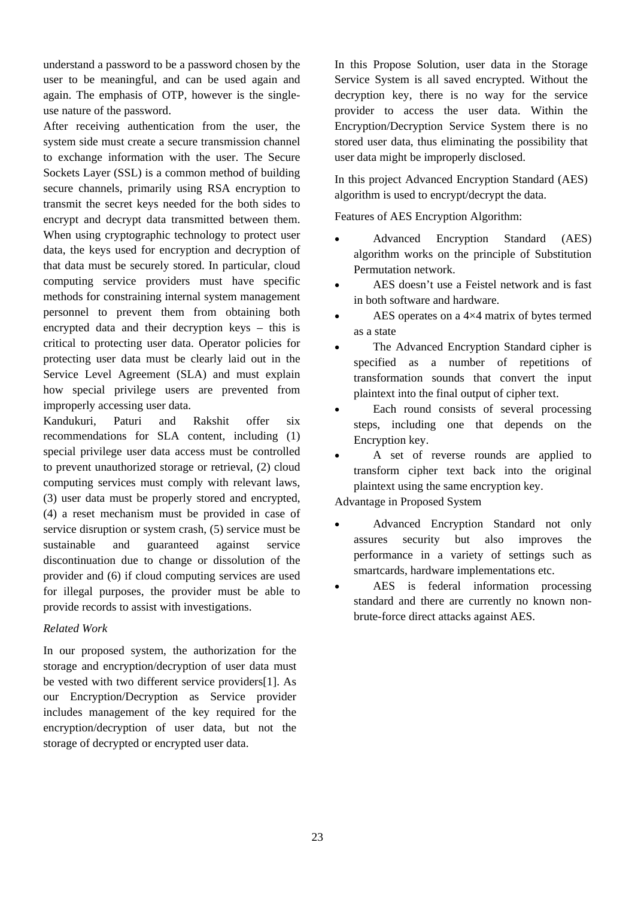understand a password to be a password chosen by the user to be meaningful, and can be used again and again. The emphasis of OTP, however is the single-use nature of the password.

After receiving authentication from the user, the system side must create a secure transmission channel to exchange information with the user. The Secure Sockets Layer (SSL) is a common method of building secure channels, primarily using RSA encryption to transmit the secret keys needed for the both sides to encrypt and decrypt data transmitted between them. When using cryptographic technology to protect user data, the keys used for encryption and decryption of that data must be securely stored. In particular, cloud computing service providers must have specific methods for constraining internal system management personnel to prevent them from obtaining both encrypted data and their decryption keys – this is critical to protecting user data. Operator policies for protecting user data must be clearly laid out in the Service Level Agreement (SLA) and must explain how special privilege users are prevented from improperly accessing user data.

Kandukuri, Paturi and Rakshit offer six recommendations for SLA content, including (1) special privilege user data access must be controlled to prevent unauthorized storage or retrieval, (2) cloud computing services must comply with relevant laws, (3) user data must be properly stored and encrypted, (4) a reset mechanism must be provided in case of service disruption or system crash, (5) service must be sustainable and guaranteed against service discontinuation due to change or dissolution of the provider and (6) if cloud computing services are used for illegal purposes, the provider must be able to provide records to assist with investigations.

*Related Work*

In our proposed system, the authorization for the storage and encryption/decryption of user data must be vested with two different service providers[1]. As our Encryption/Decryption as Service provider includes management of the key required for the encryption/decryption of user data, but not the storage of decrypted or encrypted user data.

In this Propose Solution, user data in the Storage Service System is all saved encrypted. Without the decryption key, there is no way for the service provider to access the user data. Within the Encryption/Decryption Service System there is no stored user data, thus eliminating the possibility that user data might be improperly disclosed.

In this project Advanced Encryption Standard (AES) algorithm is used to encrypt/decrypt the data.

Features of AES Encryption Algorithm:

- Advanced Encryption Standard (AES) algorithm works on the principle of Substitution Permutation network.
- AES doesn't use a Feistel network and is fast in both software and hardware.
- AES operates on a 4×4 matrix of bytes termed as a state
- The Advanced Encryption Standard cipher is specified as a number of repetitions of transformation sounds that convert the input plaintext into the final output of cipher text.
- Each round consists of several processing steps, including one that depends on the Encryption key.
- A set of reverse rounds are applied to transform cipher text back into the original plaintext using the same encryption key.

Advantage in Proposed System

- Advanced Encryption Standard not only assures security but also improves the performance in a variety of settings such as smartcards, hardware implementations etc.
- AES is federal information processing standard and there are currently no known non-brute-force direct attacks against AES.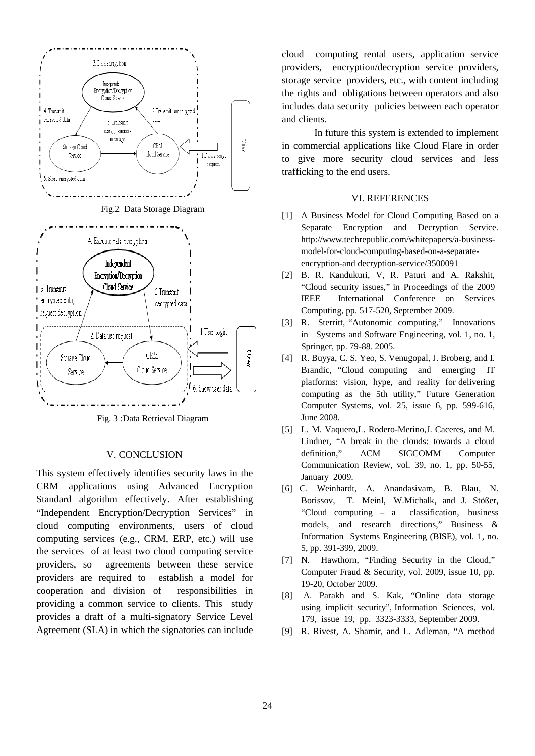Fig.2 Data Storage Diagram

Fig. 3 :Data Retrieval Diagram

## V. CONCLUSION

This system effectively identifies security laws in the CRM applications using Advanced Encryption Standard algorithm effectively. After establishing "Independent Encryption/Decryption Services" in cloud computing environments, users of cloud computing services (e.g., CRM, ERP, etc.) will use the services of at least two cloud computing service providers, so agreements between these service providers are required to establish a model for cooperation and division of responsibilities in providing a common service to clients. This study provides a draft of a multi-signatory Service Level Agreement (SLA) in which the signatories can include cloud computing rental users, application service providers, encryption/decryption service providers, storage service providers, etc., with content including the rights and obligations between operators and also includes data security policies between each operator and clients.

In future this system is extended to implement in commercial applications like Cloud Flare in order to give more security cloud services and less trafficking to the end users.

## VI. REFERENCES

[1] A Business Model for Cloud Computing Based on a Separate Encryption and Decryption Service. http://www.techrepublic.com/whitepapers/a-business-model-for-cloud-computing-based-on-a-separate-encryption-and decryption-service/3500091

[2] B. R. Kandukuri, V, R. Paturi and A. Rakshit, "Cloud security issues," in Proceedings of the 2009 IEEE International Conference on Services Computing, pp. 517-520, September 2009.

[3] R. Sterritt, "Autonomic computing," Innovations in Systems and Software Engineering, vol. 1, no. 1, Springer, pp. 79-88. 2005.

[4] R. Buyya, C. S. Yeo, S. Venugopal, J. Broberg, and I. Brandic, "Cloud computing and emerging IT platforms: vision, hype, and reality for delivering computing as the 5th utility," Future Generation Computer Systems, vol. 25, issue 6, pp. 599-616, June 2008.

[5] L. M. Vaquero,L. Rodero-Merino,J. Caceres, and M. Lindner, "A break in the clouds: towards a cloud definition," ACM SIGCOMM Computer Communication Review, vol. 39, no. 1, pp. 50-55, January 2009.

[6] C. Weinhardt, A. Anandasivam, B. Blau, N. Borissov, T. Meinl, W.Michalk, and J. Stößer, "Cloud computing – a classification, business models, and research directions," Business & Information Systems Engineering (BISE), vol. 1, no. 5, pp. 391-399, 2009.

[7] N. Hawthorn, "Finding Security in the Cloud," Computer Fraud & Security, vol. 2009, issue 10, pp. 19-20, October 2009.

[8] A. Parakh and S. Kak, "Online data storage using implicit security", Information Sciences, vol. 179, issue 19, pp. 3323-3333, September 2009.

[9] R. Rivest, A. Shamir, and L. Adleman, "A method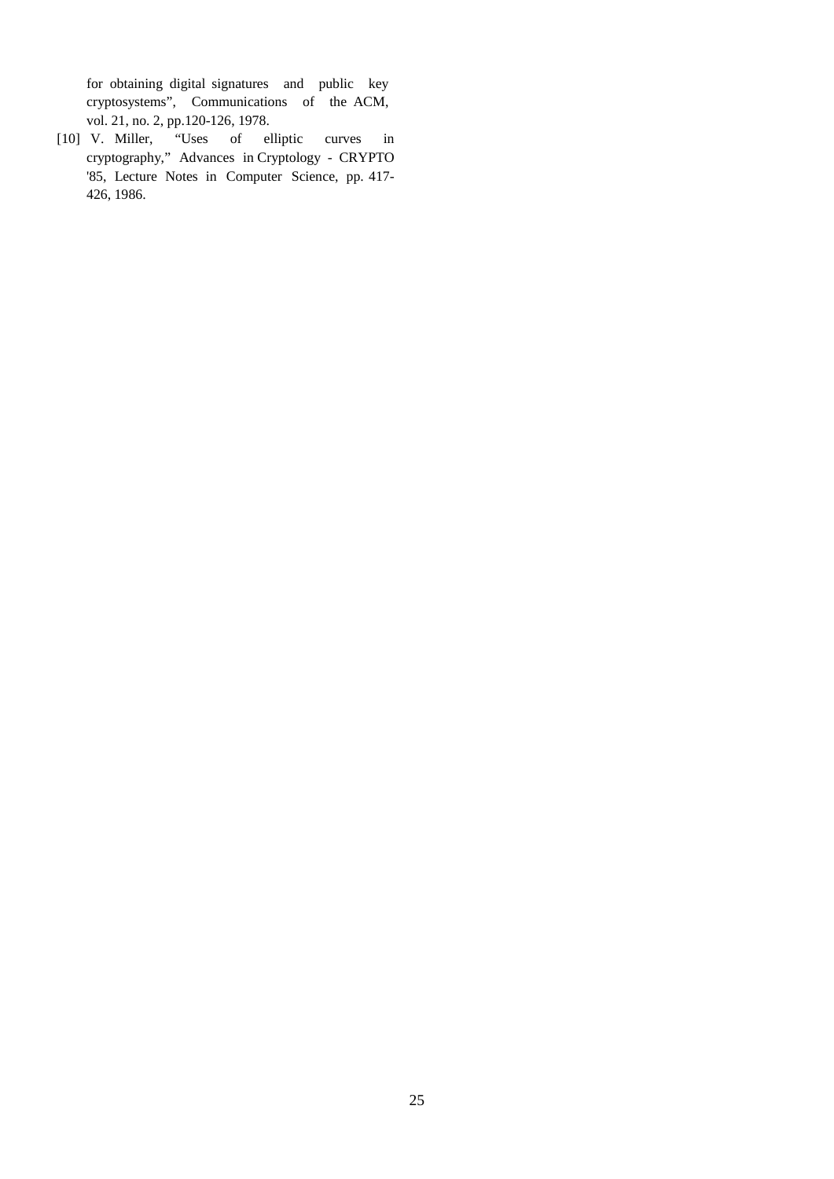for obtaining digital signatures and public key cryptosystems", Communications of the ACM, vol. 21, no. 2, pp.120-126, 1978.

[10] V. Miller, "Uses of elliptic curves in cryptography," Advances in Cryptology - CRYPTO '85, Lecture Notes in Computer Science, pp. 417-426, 1986.